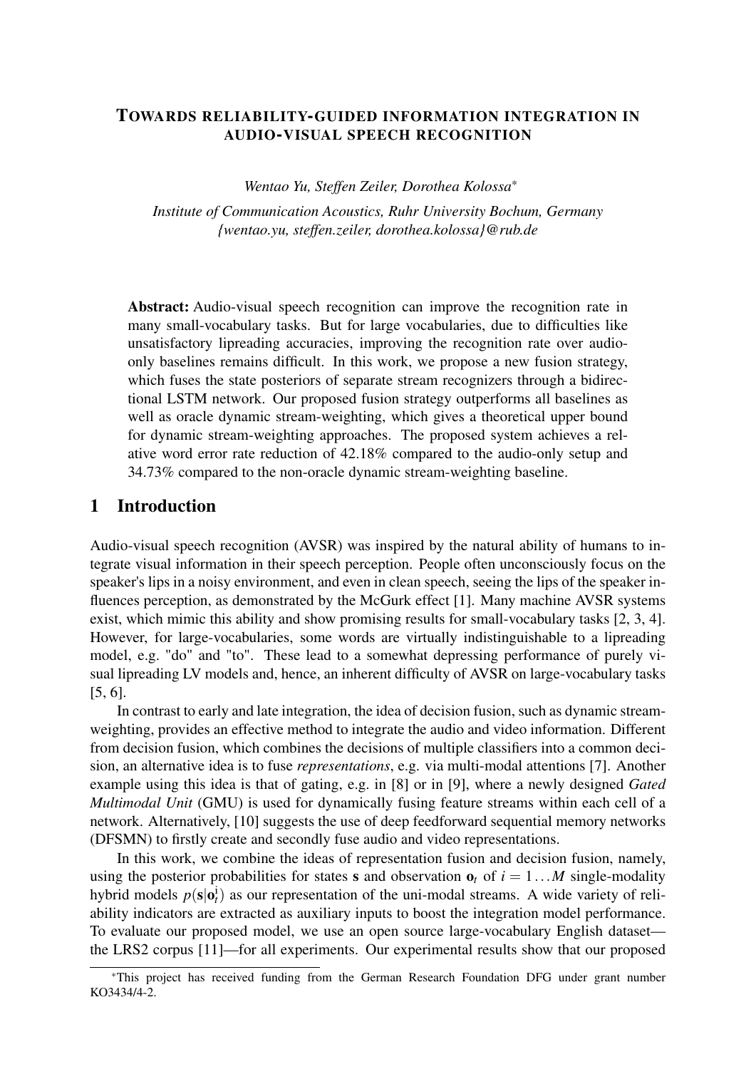# TOWARDS RELIABILITY-GUIDED INFORMATION INTEGRATION IN AUDIO-VISUAL SPEECH RECOGNITION

*Wentao Yu, Steffen Zeiler, Dorothea Kolossa**

*Institute of Communication Acoustics, Ruhr University Bochum, Germany*
*{wentao.yu, steffen.zeiler, dorothea.kolossa}@rub.de*

**Abstract:** Audio-visual speech recognition can improve the recognition rate in many small-vocabulary tasks. But for large vocabularies, due to difficulties like unsatisfactory lipreading accuracies, improving the recognition rate over audio-only baselines remains difficult. In this work, we propose a new fusion strategy, which fuses the state posteriors of separate stream recognizers through a bidirectional LSTM network. Our proposed fusion strategy outperforms all baselines as well as oracle dynamic stream-weighting, which gives a theoretical upper bound for dynamic stream-weighting approaches. The proposed system achieves a relative word error rate reduction of 42.18% compared to the audio-only setup and 34.73% compared to the non-oracle dynamic stream-weighting baseline.

## 1 Introduction

Audio-visual speech recognition (AVSR) was inspired by the natural ability of humans to integrate visual information in their speech perception. People often unconsciously focus on the speaker's lips in a noisy environment, and even in clean speech, seeing the lips of the speaker influences perception, as demonstrated by the McGurk effect [1]. Many machine AVSR systems exist, which mimic this ability and show promising results for small-vocabulary tasks [2, 3, 4]. However, for large-vocabularies, some words are virtually indistinguishable to a lipreading model, e.g. "do" and "to". These lead to a somewhat depressing performance of purely visual lipreading LV models and, hence, an inherent difficulty of AVSR on large-vocabulary tasks [5, 6].

In contrast to early and late integration, the idea of decision fusion, such as dynamic stream-weighting, provides an effective method to integrate the audio and video information. Different from decision fusion, which combines the decisions of multiple classifiers into a common decision, an alternative idea is to fuse *representations*, e.g. via multi-modal attentions [7]. Another example using this idea is that of gating, e.g. in [8] or in [9], where a newly designed *Gated Multimodal Unit* (GMU) is used for dynamically fusing feature streams within each cell of a network. Alternatively, [10] suggests the use of deep feedforward sequential memory networks (DFSMN) to firstly create and secondly fuse audio and video representations.

In this work, we combine the ideas of representation fusion and decision fusion, namely, using the posterior probabilities for states $\mathbf{s}$ and observation $\mathbf{o}_t$ of $i = 1 \dots M$ single-modality hybrid models $p(\mathbf{s}|\mathbf{o}_t^i)$ as our representation of the uni-modal streams. A wide variety of reliability indicators are extracted as auxiliary inputs to boost the integration model performance. To evaluate our proposed model, we use an open source large-vocabulary English dataset—the LRS2 corpus [11]—for all experiments. Our experimental results show that our proposed

*This project has received funding from the German Research Foundation DFG under grant number KO3434/4-2.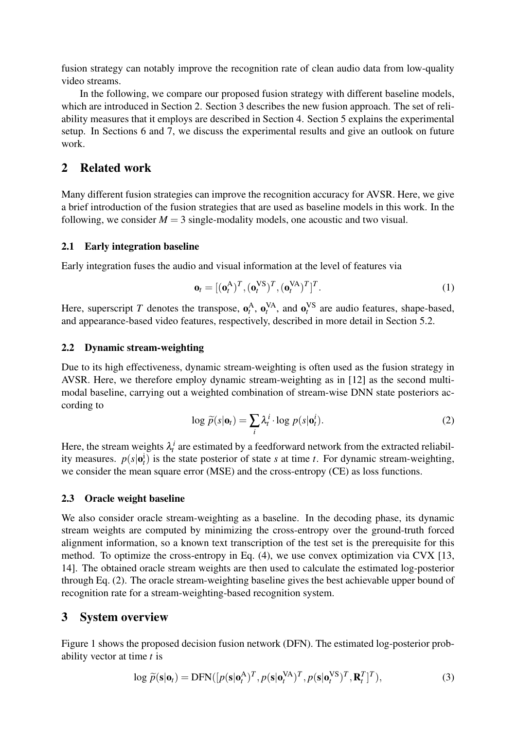fusion strategy can notably improve the recognition rate of clean audio data from low-quality video streams.

In the following, we compare our proposed fusion strategy with different baseline models, which are introduced in Section 2. Section 3 describes the new fusion approach. The set of reliability measures that it employs are described in Section 4. Section 5 explains the experimental setup. In Sections 6 and 7, we discuss the experimental results and give an outlook on future work.

## 2 Related work

Many different fusion strategies can improve the recognition accuracy for AVSR. Here, we give a brief introduction of the fusion strategies that are used as baseline models in this work. In the following, we consider $M = 3$ single-modality models, one acoustic and two visual.

### 2.1 Early integration baseline

Early integration fuses the audio and visual information at the level of features via

$$\mathbf{o}_t = [(\mathbf{o}_t^{\mathrm{A}})^T, (\mathbf{o}_t^{\mathrm{VS}})^T, (\mathbf{o}_t^{\mathrm{VA}})^T]^T. \tag{1}$$

Here, superscript $T$ denotes the transpose, $\mathbf{o}_t^{\mathrm{A}}$, $\mathbf{o}_t^{\mathrm{VA}}$, and $\mathbf{o}_t^{\mathrm{VS}}$ are audio features, shape-based, and appearance-based video features, respectively, described in more detail in Section 5.2.

### 2.2 Dynamic stream-weighting

Due to its high effectiveness, dynamic stream-weighting is often used as the fusion strategy in AVSR. Here, we therefore employ dynamic stream-weighting as in [12] as the second multi-modal baseline, carrying out a weighted combination of stream-wise DNN state posteriors according to

$$\log \widetilde{p}(s|\mathbf{o}_t) = \sum_i \lambda_t^i \cdot \log p(s|\mathbf{o}_t^i). \tag{2}$$

Here, the stream weights $\lambda_t^i$ are estimated by a feedforward network from the extracted reliability measures. $p(s|\mathbf{o}_t^{\mathrm{i}})$ is the state posterior of state $s$ at time $t$. For dynamic stream-weighting, we consider the mean square error (MSE) and the cross-entropy (CE) as loss functions.

### 2.3 Oracle weight baseline

We also consider oracle stream-weighting as a baseline. In the decoding phase, its dynamic stream weights are computed by minimizing the cross-entropy over the ground-truth forced alignment information, so a known text transcription of the test set is the prerequisite for this method. To optimize the cross-entropy in Eq. (4), we use convex optimization via CVX [13, 14]. The obtained oracle stream weights are then used to calculate the estimated log-posterior through Eq. (2). The oracle stream-weighting baseline gives the best achievable upper bound of recognition rate for a stream-weighting-based recognition system.

## 3 System overview

Figure 1 shows the proposed decision fusion network (DFN). The estimated log-posterior probability vector at time $t$ is

$$\log \widetilde{p}(\mathbf{s}|\mathbf{o}_t) = \mathrm{DFN}([p(\mathbf{s}|\mathbf{o}_t^{\mathrm{A}})^T, p(\mathbf{s}|\mathbf{o}_t^{\mathrm{VA}})^T, p(\mathbf{s}|\mathbf{o}_t^{\mathrm{VS}})^T, \mathbf{R}_t^T]^T), \tag{3}$$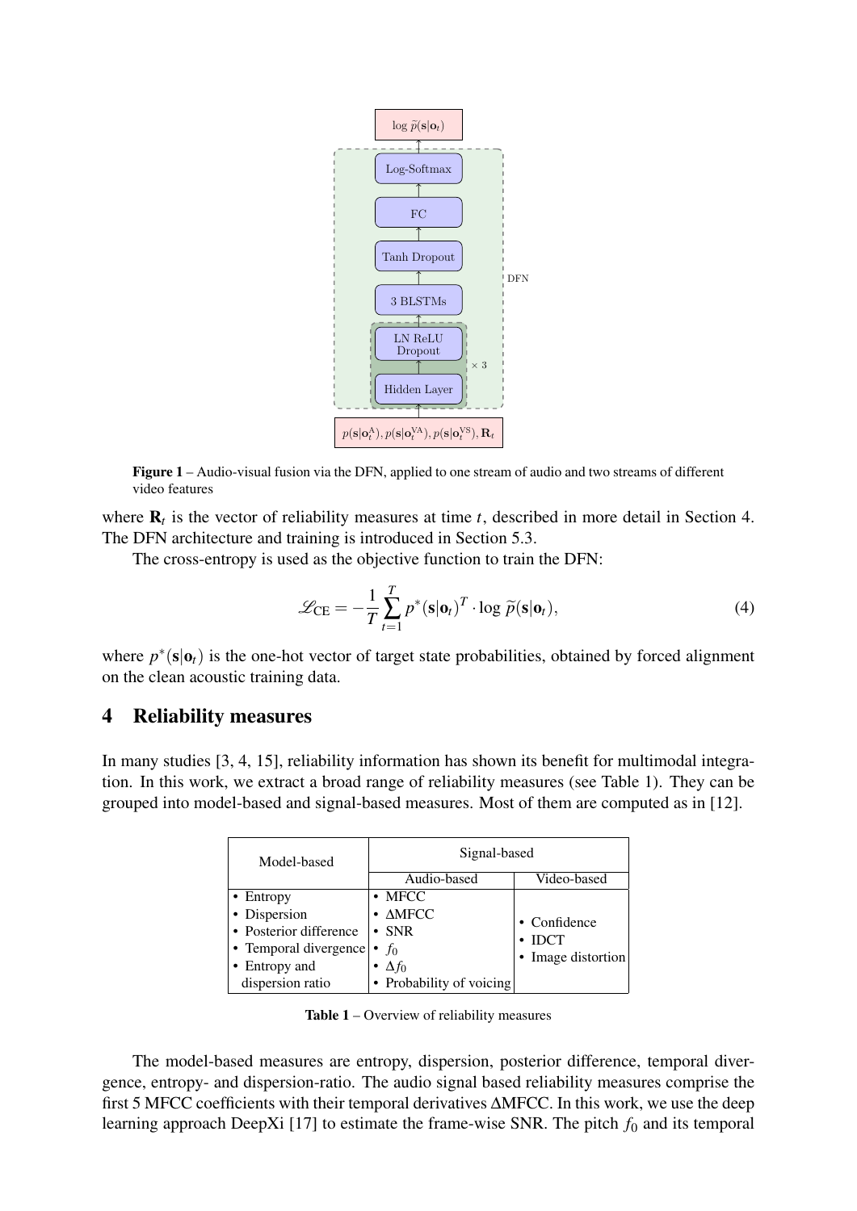Figure 1 – Audio-visual fusion via the DFN, applied to one stream of audio and two streams of different video features

where $\mathbf{R}_t$ is the vector of reliability measures at time $t$, described in more detail in Section 4. The DFN architecture and training is introduced in Section 5.3.

The cross-entropy is used as the objective function to train the DFN:

$$\mathscr{L}_{\text{CE}} = -\frac{1}{T}\sum_{t=1}^{T} p^{*}(\mathbf{s}|\mathbf{o}_t)^T \cdot \log \widetilde{p}(\mathbf{s}|\mathbf{o}_t), \tag{4}$$

where $p^{*}(\mathbf{s}|\mathbf{o}_t)$ is the one-hot vector of target state probabilities, obtained by forced alignment on the clean acoustic training data.

## 4 Reliability measures

In many studies [3, 4, 15], reliability information has shown its benefit for multimodal integration. In this work, we extract a broad range of reliability measures (see Table 1). They can be grouped into model-based and signal-based measures. Most of them are computed as in [12].

| Model-based | Signal-based | |
|---|---|---|
| | Audio-based | Video-based |
| • Entropy<br>• Dispersion<br>• Posterior difference<br>• Temporal divergence<br>• Entropy and dispersion ratio | • MFCC<br>• ΔMFCC<br>• SNR<br>• $f_0$<br>• $\Delta f_0$<br>• Probability of voicing | • Confidence<br>• IDCT<br>• Image distortion |

Table 1 – Overview of reliability measures

The model-based measures are entropy, dispersion, posterior difference, temporal divergence, entropy- and dispersion-ratio. The audio signal based reliability measures comprise the first 5 MFCC coefficients with their temporal derivatives ΔMFCC. In this work, we use the deep learning approach DeepXi [17] to estimate the frame-wise SNR. The pitch $f_0$ and its temporal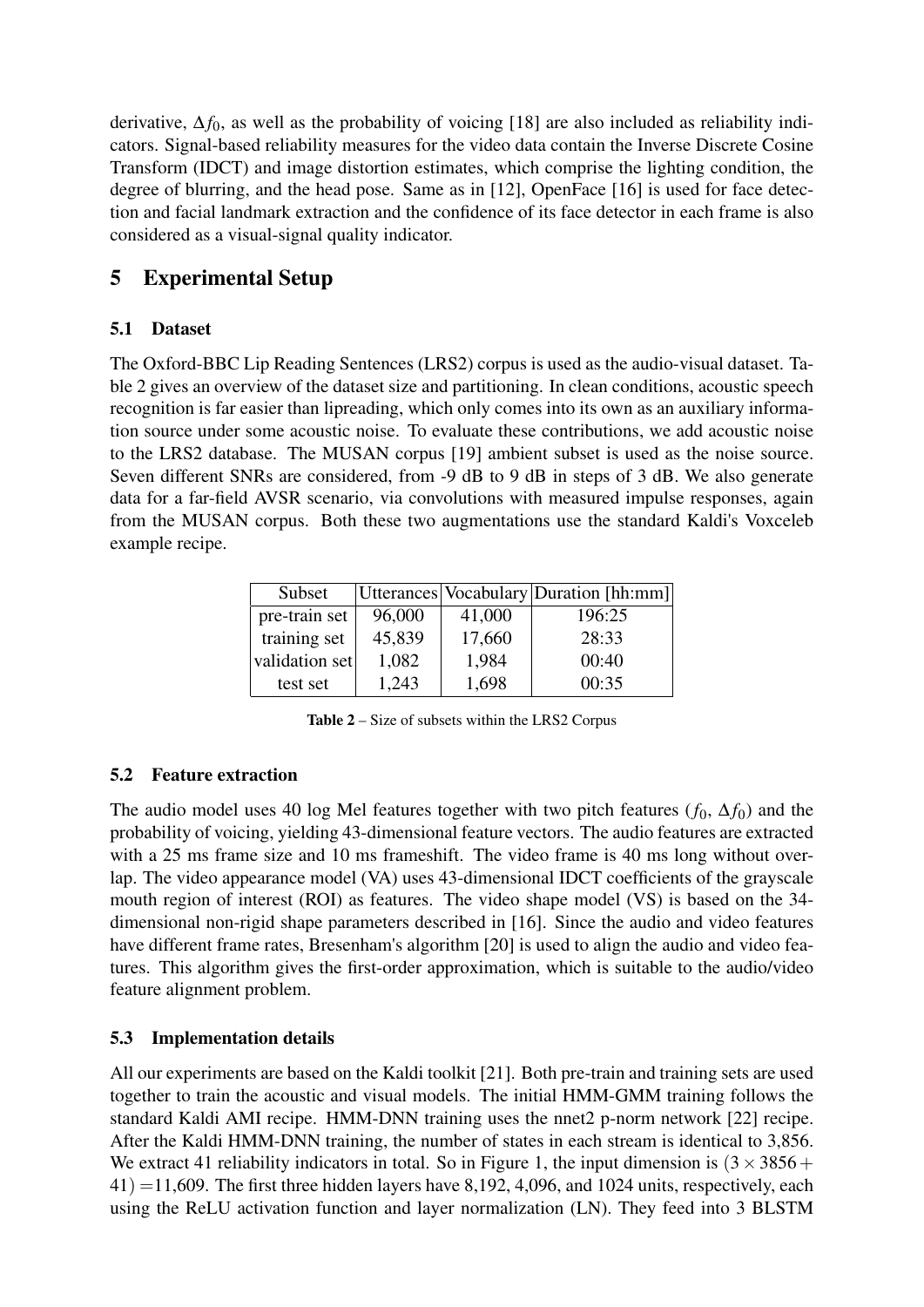derivative, $\Delta f_0$, as well as the probability of voicing [18] are also included as reliability indicators. Signal-based reliability measures for the video data contain the Inverse Discrete Cosine Transform (IDCT) and image distortion estimates, which comprise the lighting condition, the degree of blurring, and the head pose. Same as in [12], OpenFace [16] is used for face detection and facial landmark extraction and the confidence of its face detector in each frame is also considered as a visual-signal quality indicator.

## 5 Experimental Setup

### 5.1 Dataset

The Oxford-BBC Lip Reading Sentences (LRS2) corpus is used as the audio-visual dataset. Table 2 gives an overview of the dataset size and partitioning. In clean conditions, acoustic speech recognition is far easier than lipreading, which only comes into its own as an auxiliary information source under some acoustic noise. To evaluate these contributions, we add acoustic noise to the LRS2 database. The MUSAN corpus [19] ambient subset is used as the noise source. Seven different SNRs are considered, from -9 dB to 9 dB in steps of 3 dB. We also generate data for a far-field AVSR scenario, via convolutions with measured impulse responses, again from the MUSAN corpus. Both these two augmentations use the standard Kaldi's Voxceleb example recipe.

| Subset | Utterances | Vocabulary | Duration [hh:mm] |
|---|---|---|---|
| pre-train set | 96,000 | 41,000 | 196:25 |
| training set | 45,839 | 17,660 | 28:33 |
| validation set | 1,082 | 1,984 | 00:40 |
| test set | 1,243 | 1,698 | 00:35 |

**Table 2** – Size of subsets within the LRS2 Corpus

### 5.2 Feature extraction

The audio model uses 40 log Mel features together with two pitch features ($f_0$, $\Delta f_0$) and the probability of voicing, yielding 43-dimensional feature vectors. The audio features are extracted with a 25 ms frame size and 10 ms frameshift. The video frame is 40 ms long without overlap. The video appearance model (VA) uses 43-dimensional IDCT coefficients of the grayscale mouth region of interest (ROI) as features. The video shape model (VS) is based on the 34-dimensional non-rigid shape parameters described in [16]. Since the audio and video features have different frame rates, Bresenham's algorithm [20] is used to align the audio and video features. This algorithm gives the first-order approximation, which is suitable to the audio/video feature alignment problem.

### 5.3 Implementation details

All our experiments are based on the Kaldi toolkit [21]. Both pre-train and training sets are used together to train the acoustic and visual models. The initial HMM-GMM training follows the standard Kaldi AMI recipe. HMM-DNN training uses the nnet2 p-norm network [22] recipe. After the Kaldi HMM-DNN training, the number of states in each stream is identical to 3,856. We extract 41 reliability indicators in total. So in Figure 1, the input dimension is $(3 \times 3856 + 41) = 11{,}609$. The first three hidden layers have 8,192, 4,096, and 1024 units, respectively, each using the ReLU activation function and layer normalization (LN). They feed into 3 BLSTM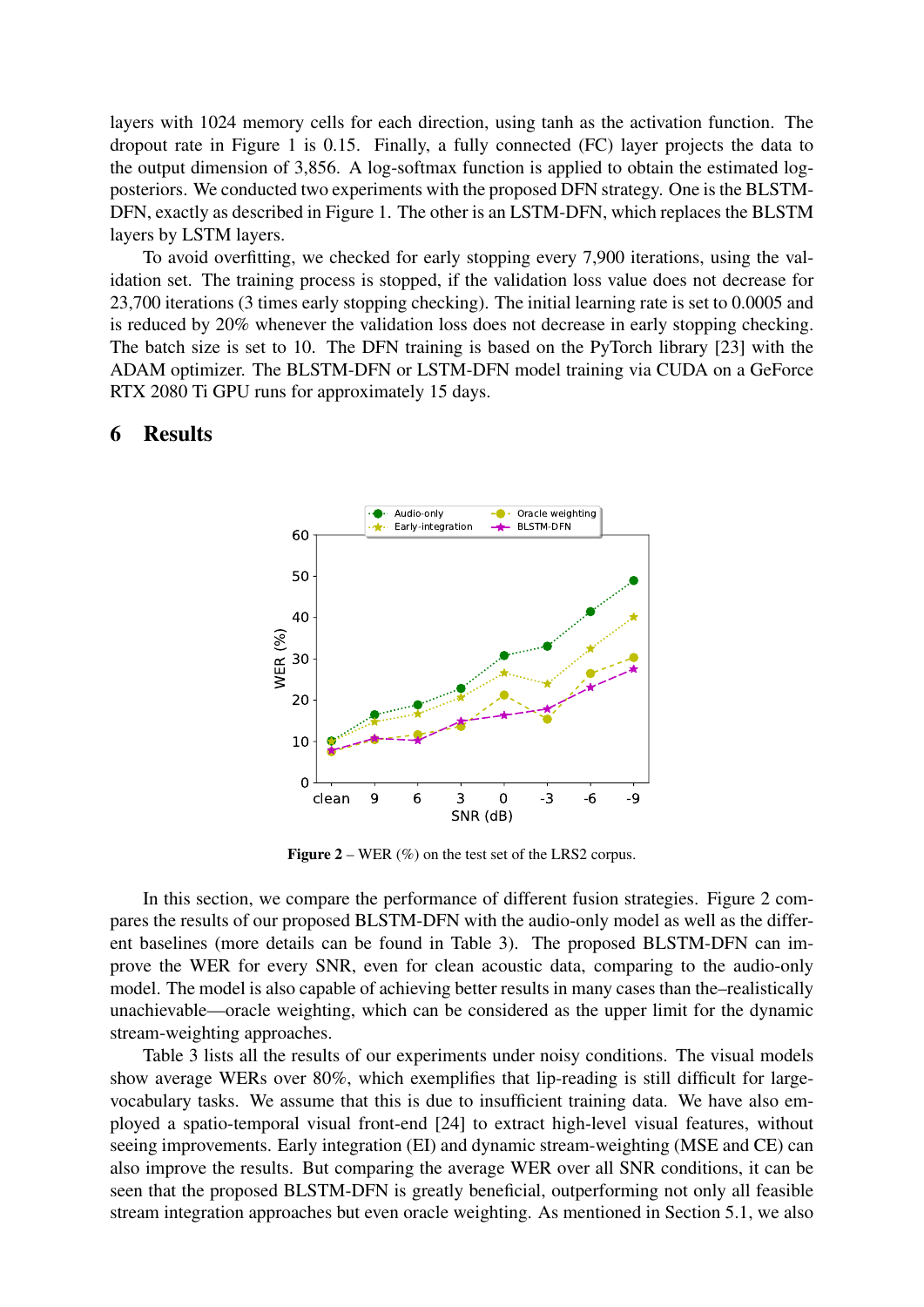layers with 1024 memory cells for each direction, using tanh as the activation function. The dropout rate in Figure 1 is 0.15. Finally, a fully connected (FC) layer projects the data to the output dimension of 3,856. A log-softmax function is applied to obtain the estimated log-posteriors. We conducted two experiments with the proposed DFN strategy. One is the BLSTM-DFN, exactly as described in Figure 1. The other is an LSTM-DFN, which replaces the BLSTM layers by LSTM layers.

To avoid overfitting, we checked for early stopping every 7,900 iterations, using the validation set. The training process is stopped, if the validation loss value does not decrease for 23,700 iterations (3 times early stopping checking). The initial learning rate is set to 0.0005 and is reduced by 20% whenever the validation loss does not decrease in early stopping checking. The batch size is set to 10. The DFN training is based on the PyTorch library [23] with the ADAM optimizer. The BLSTM-DFN or LSTM-DFN model training via CUDA on a GeForce RTX 2080 Ti GPU runs for approximately 15 days.

# 6 Results

**Figure 2** – WER (%) on the test set of the LRS2 corpus.

In this section, we compare the performance of different fusion strategies. Figure 2 compares the results of our proposed BLSTM-DFN with the audio-only model as well as the different baselines (more details can be found in Table 3). The proposed BLSTM-DFN can improve the WER for every SNR, even for clean acoustic data, comparing to the audio-only model. The model is also capable of achieving better results in many cases than the–realistically unachievable—oracle weighting, which can be considered as the upper limit for the dynamic stream-weighting approaches.

Table 3 lists all the results of our experiments under noisy conditions. The visual models show average WERs over 80%, which exemplifies that lip-reading is still difficult for large-vocabulary tasks. We assume that this is due to insufficient training data. We have also employed a spatio-temporal visual front-end [24] to extract high-level visual features, without seeing improvements. Early integration (EI) and dynamic stream-weighting (MSE and CE) can also improve the results. But comparing the average WER over all SNR conditions, it can be seen that the proposed BLSTM-DFN is greatly beneficial, outperforming not only all feasible stream integration approaches but even oracle weighting. As mentioned in Section 5.1, we also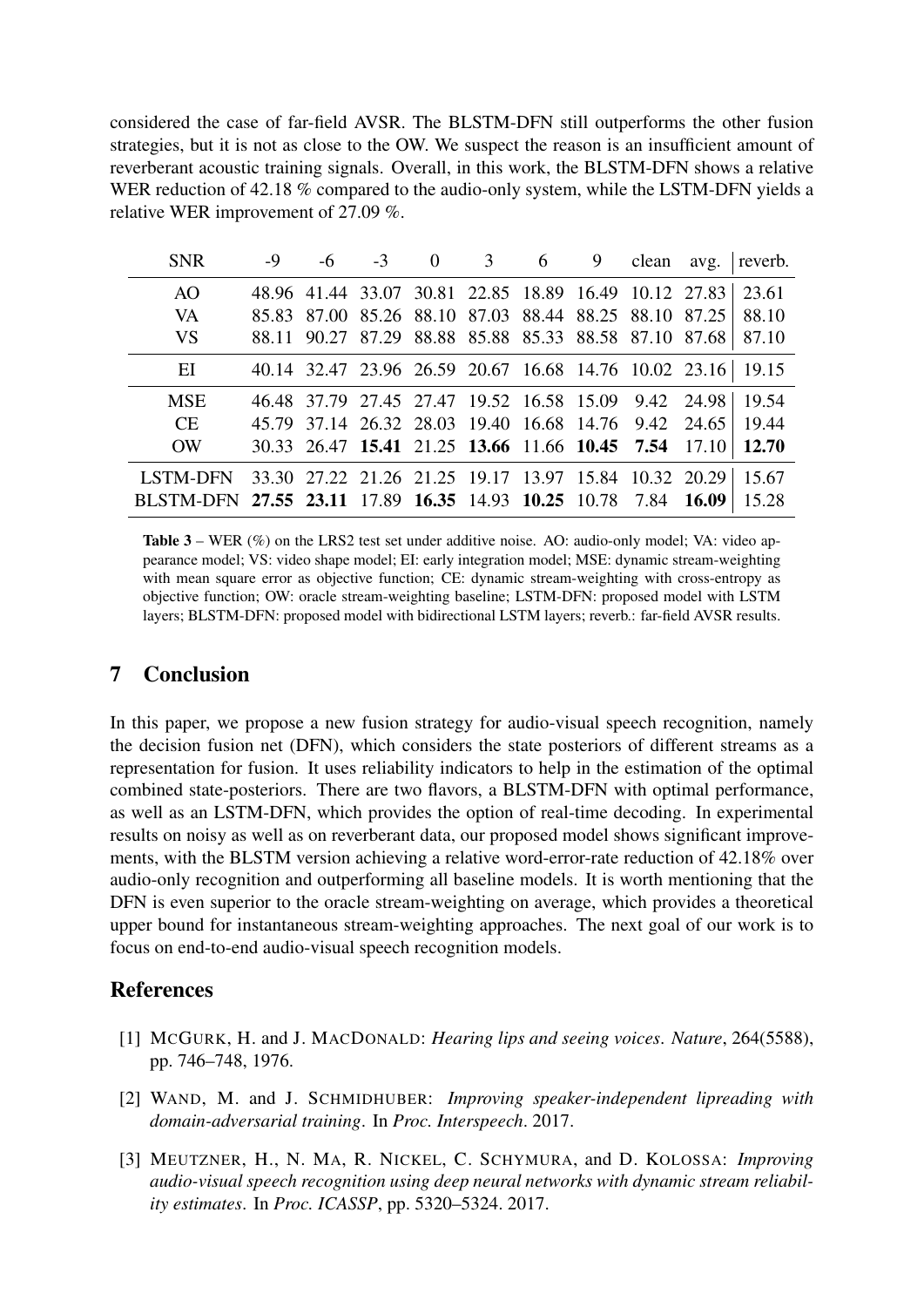considered the case of far-field AVSR. The BLSTM-DFN still outperforms the other fusion strategies, but it is not as close to the OW. We suspect the reason is an insufficient amount of reverberant acoustic training signals. Overall, in this work, the BLSTM-DFN shows a relative WER reduction of 42.18 % compared to the audio-only system, while the LSTM-DFN yields a relative WER improvement of 27.09 %.

| SNR | -9 | -6 | -3 | 0 | 3 | 6 | 9 | clean | avg. | reverb. |
|---|---|---|---|---|---|---|---|---|---|---|
| AO | 48.96 | 41.44 | 33.07 | 30.81 | 22.85 | 18.89 | 16.49 | 10.12 | 27.83 | 23.61 |
| VA | 85.83 | 87.00 | 85.26 | 88.10 | 87.03 | 88.44 | 88.25 | 88.10 | 87.25 | 88.10 |
| VS | 88.11 | 90.27 | 87.29 | 88.88 | 85.88 | 85.33 | 88.58 | 87.10 | 87.68 | 87.10 |
| EI | 40.14 | 32.47 | 23.96 | 26.59 | 20.67 | 16.68 | 14.76 | 10.02 | 23.16 | 19.15 |
| MSE | 46.48 | 37.79 | 27.45 | 27.47 | 19.52 | 16.58 | 15.09 | 9.42 | 24.98 | 19.54 |
| CE | 45.79 | 37.14 | 26.32 | 28.03 | 19.40 | 16.68 | 14.76 | 9.42 | 24.65 | 19.44 |
| OW | 30.33 | 26.47 | **15.41** | 21.25 | **13.66** | 11.66 | **10.45** | **7.54** | 17.10 | **12.70** |
| LSTM-DFN | 33.30 | 27.22 | 21.26 | 21.25 | 19.17 | 13.97 | 15.84 | 10.32 | 20.29 | 15.67 |
| BLSTM-DFN | **27.55** | **23.11** | 17.89 | **16.35** | 14.93 | **10.25** | 10.78 | 7.84 | **16.09** | 15.28 |

**Table 3** – WER (%) on the LRS2 test set under additive noise. AO: audio-only model; VA: video appearance model; VS: video shape model; EI: early integration model; MSE: dynamic stream-weighting with mean square error as objective function; CE: dynamic stream-weighting with cross-entropy as objective function; OW: oracle stream-weighting baseline; LSTM-DFN: proposed model with LSTM layers; BLSTM-DFN: proposed model with bidirectional LSTM layers; reverb.: far-field AVSR results.

## 7 Conclusion

In this paper, we propose a new fusion strategy for audio-visual speech recognition, namely the decision fusion net (DFN), which considers the state posteriors of different streams as a representation for fusion. It uses reliability indicators to help in the estimation of the optimal combined state-posteriors. There are two flavors, a BLSTM-DFN with optimal performance, as well as an LSTM-DFN, which provides the option of real-time decoding. In experimental results on noisy as well as on reverberant data, our proposed model shows significant improvements, with the BLSTM version achieving a relative word-error-rate reduction of 42.18% over audio-only recognition and outperforming all baseline models. It is worth mentioning that the DFN is even superior to the oracle stream-weighting on average, which provides a theoretical upper bound for instantaneous stream-weighting approaches. The next goal of our work is to focus on end-to-end audio-visual speech recognition models.

## References

[1] McGurk, H. and J. MacDonald: *Hearing lips and seeing voices*. *Nature*, 264(5588), pp. 746–748, 1976.

[2] Wand, M. and J. Schmidhuber: *Improving speaker-independent lipreading with domain-adversarial training*. In *Proc. Interspeech*. 2017.

[3] Meutzner, H., N. Ma, R. Nickel, C. Schymura, and D. Kolossa: *Improving audio-visual speech recognition using deep neural networks with dynamic stream reliability estimates*. In *Proc. ICASSP*, pp. 5320–5324. 2017.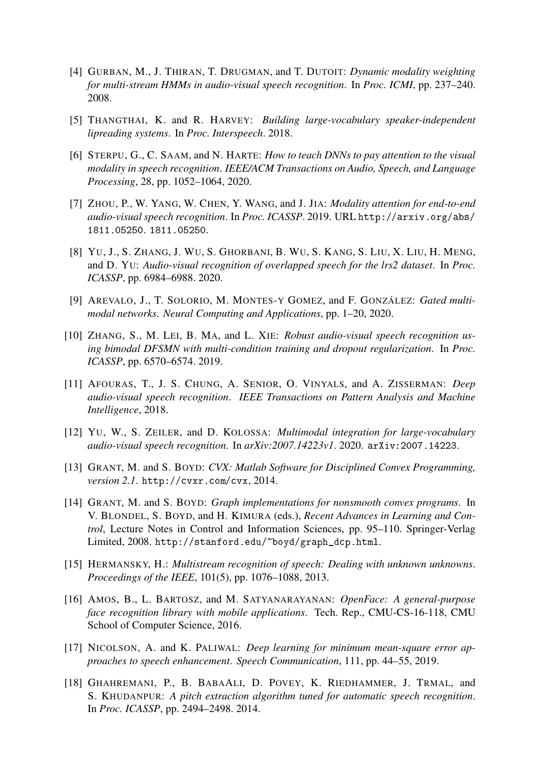[4] GURBAN, M., J. THIRAN, T. DRUGMAN, and T. DUTOIT: *Dynamic modality weighting for multi-stream HMMs in audio-visual speech recognition*. In *Proc. ICMI*, pp. 237–240. 2008.

[5] THANGTHAI, K. and R. HARVEY: *Building large-vocabulary speaker-independent lipreading systems*. In *Proc. Interspeech*. 2018.

[6] STERPU, G., C. SAAM, and N. HARTE: *How to teach DNNs to pay attention to the visual modality in speech recognition*. *IEEE/ACM Transactions on Audio, Speech, and Language Processing*, 28, pp. 1052–1064, 2020.

[7] ZHOU, P., W. YANG, W. CHEN, Y. WANG, and J. JIA: *Modality attention for end-to-end audio-visual speech recognition*. In *Proc. ICASSP*. 2019. URL `http://arxiv.org/abs/1811.05250`. `1811.05250`.

[8] YU, J., S. ZHANG, J. WU, S. GHORBANI, B. WU, S. KANG, S. LIU, X. LIU, H. MENG, and D. YU: *Audio-visual recognition of overlapped speech for the lrs2 dataset*. In *Proc. ICASSP*, pp. 6984–6988. 2020.

[9] AREVALO, J., T. SOLORIO, M. MONTES-Y GOMEZ, and F. GONZÁLEZ: *Gated multimodal networks*. *Neural Computing and Applications*, pp. 1–20, 2020.

[10] ZHANG, S., M. LEI, B. MA, and L. XIE: *Robust audio-visual speech recognition using bimodal DFSMN with multi-condition training and dropout regularization*. In *Proc. ICASSP*, pp. 6570–6574. 2019.

[11] AFOURAS, T., J. S. CHUNG, A. SENIOR, O. VINYALS, and A. ZISSERMAN: *Deep audio-visual speech recognition*. *IEEE Transactions on Pattern Analysis and Machine Intelligence*, 2018.

[12] YU, W., S. ZEILER, and D. KOLOSSA: *Multimodal integration for large-vocabulary audio-visual speech recognition*. In *arXiv:2007.14223v1*. 2020. `arXiv:2007.14223`.

[13] GRANT, M. and S. BOYD: *CVX: Matlab Software for Disciplined Convex Programming, version 2.1*. `http://cvxr.com/cvx`, 2014.

[14] GRANT, M. and S. BOYD: *Graph implementations for nonsmooth convex programs*. In V. BLONDEL, S. BOYD, and H. KIMURA (eds.), *Recent Advances in Learning and Control*, Lecture Notes in Control and Information Sciences, pp. 95–110. Springer-Verlag Limited, 2008. `http://stanford.edu/~boyd/graph_dcp.html`.

[15] HERMANSKY, H.: *Multistream recognition of speech: Dealing with unknown unknowns*. *Proceedings of the IEEE*, 101(5), pp. 1076–1088, 2013.

[16] AMOS, B., L. BARTOSZ, and M. SATYANARAYANAN: *OpenFace: A general-purpose face recognition library with mobile applications*. Tech. Rep., CMU-CS-16-118, CMU School of Computer Science, 2016.

[17] NICOLSON, A. and K. PALIWAL: *Deep learning for minimum mean-square error approaches to speech enhancement*. *Speech Communication*, 111, pp. 44–55, 2019.

[18] GHAHREMANI, P., B. BABAALI, D. POVEY, K. RIEDHAMMER, J. TRMAL, and S. KHUDANPUR: *A pitch extraction algorithm tuned for automatic speech recognition*. In *Proc. ICASSP*, pp. 2494–2498. 2014.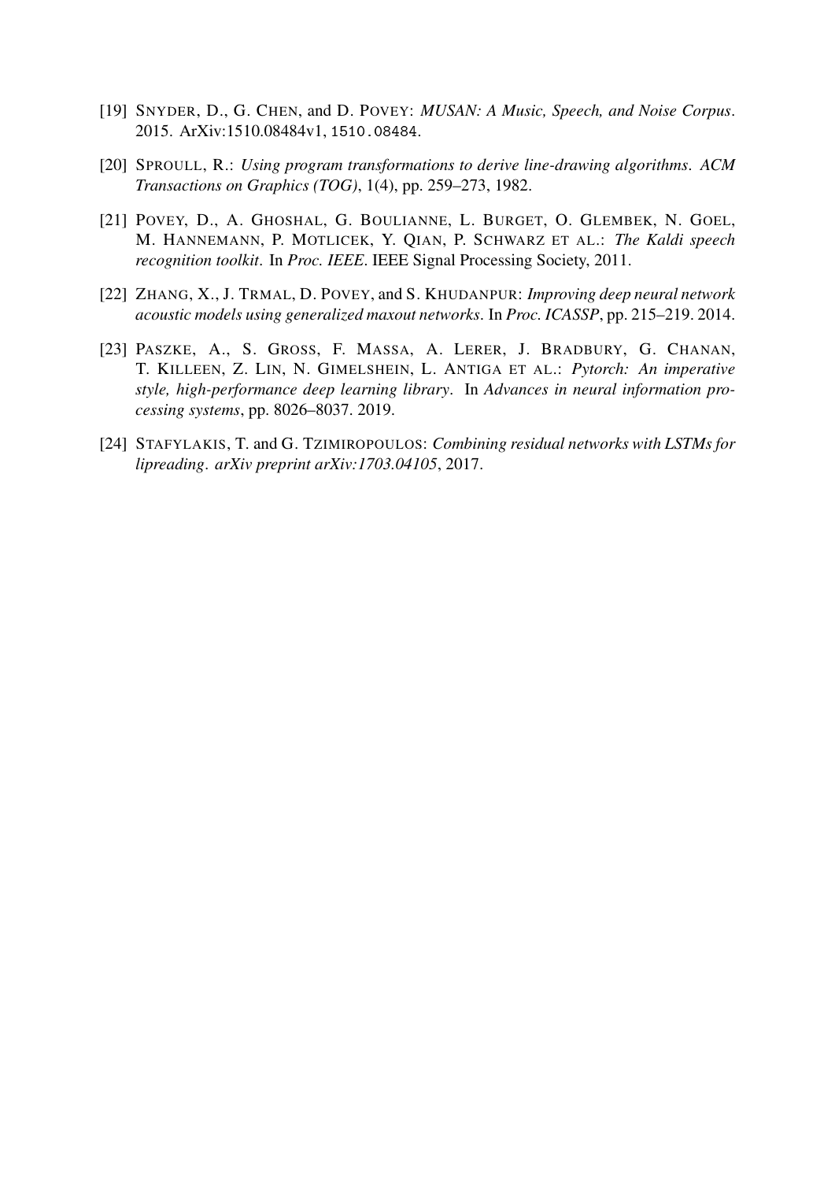[19] Snyder, D., G. Chen, and D. Povey: *MUSAN: A Music, Speech, and Noise Corpus*. 2015. ArXiv:1510.08484v1, 1510.08484.

[20] Sproull, R.: *Using program transformations to derive line-drawing algorithms*. *ACM Transactions on Graphics (TOG)*, 1(4), pp. 259–273, 1982.

[21] Povey, D., A. Ghoshal, G. Boulianne, L. Burget, O. Glembek, N. Goel, M. Hannemann, P. Motlicek, Y. Qian, P. Schwarz et al.: *The Kaldi speech recognition toolkit*. In *Proc. IEEE*. IEEE Signal Processing Society, 2011.

[22] Zhang, X., J. Trmal, D. Povey, and S. Khudanpur: *Improving deep neural network acoustic models using generalized maxout networks*. In *Proc. ICASSP*, pp. 215–219. 2014.

[23] Paszke, A., S. Gross, F. Massa, A. Lerer, J. Bradbury, G. Chanan, T. Killeen, Z. Lin, N. Gimelshein, L. Antiga et al.: *Pytorch: An imperative style, high-performance deep learning library*. In *Advances in neural information processing systems*, pp. 8026–8037. 2019.

[24] Stafylakis, T. and G. Tzimiropoulos: *Combining residual networks with LSTMs for lipreading*. *arXiv preprint arXiv:1703.04105*, 2017.